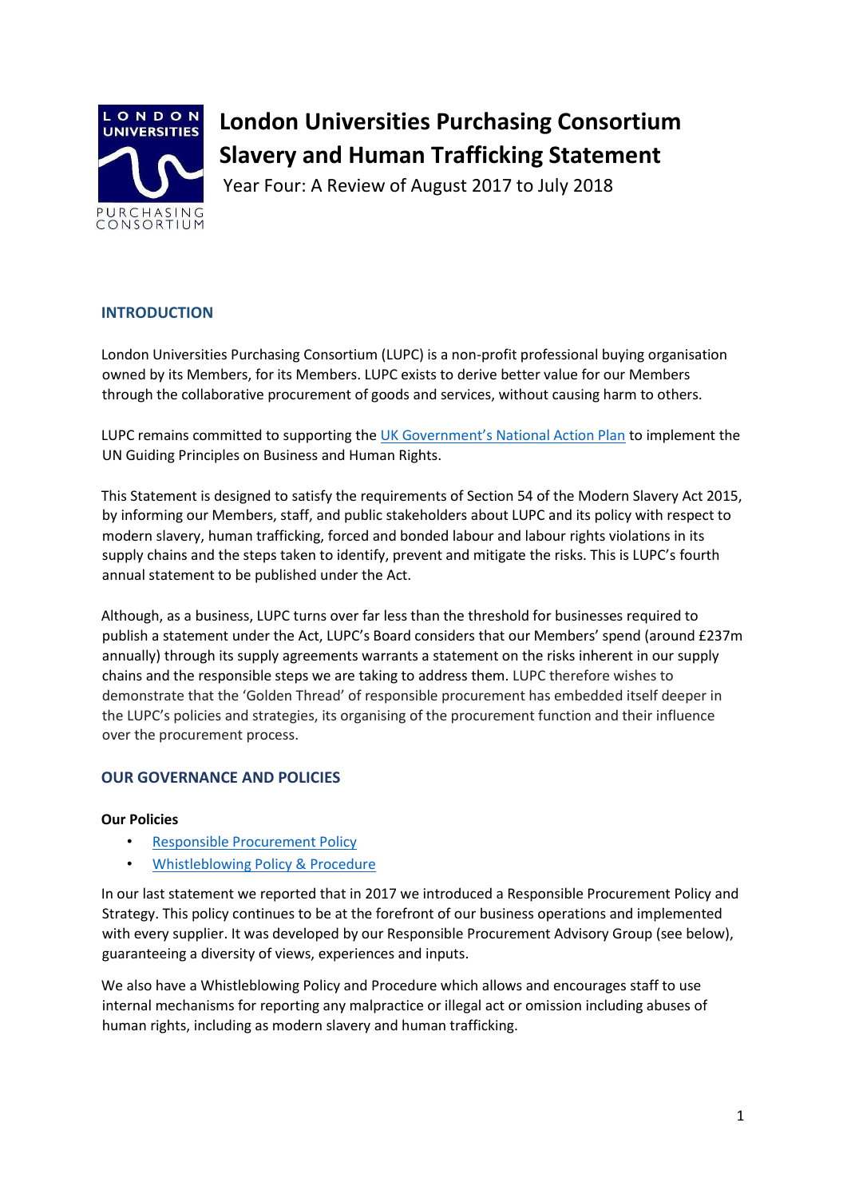# London Universities Purchasing Consortium Slavery and Human Trafficking Statement

Year Four: A Review of August 2017 to July 2018

## INTRODUCTION

London Universities Purchasing Consortium (LUPC) is a non-profit professional buying organisation owned by its Members, for its Members. LUPC exists to derive better value for our Members through the collaborative procurement of goods and services, without causing harm to others.

LUPC remains committed to supporting the UK Government's National Action Plan to implement the UN Guiding Principles on Business and Human Rights.

This Statement is designed to satisfy the requirements of Section 54 of the Modern Slavery Act 2015, by informing our Members, staff, and public stakeholders about LUPC and its policy with respect to modern slavery, human trafficking, forced and bonded labour and labour rights violations in its supply chains and the steps taken to identify, prevent and mitigate the risks. This is LUPC's fourth annual statement to be published under the Act.

Although, as a business, LUPC turns over far less than the threshold for businesses required to publish a statement under the Act, LUPC's Board considers that our Members' spend (around £237m annually) through its supply agreements warrants a statement on the risks inherent in our supply chains and the responsible steps we are taking to address them. LUPC therefore wishes to demonstrate that the 'Golden Thread' of responsible procurement has embedded itself deeper in the LUPC's policies and strategies, its organising of the procurement function and their influence over the procurement process.

## OUR GOVERNANCE AND POLICIES

### Our Policies

- Responsible Procurement Policy
- Whistleblowing Policy & Procedure

In our last statement we reported that in 2017 we introduced a Responsible Procurement Policy and Strategy. This policy continues to be at the forefront of our business operations and implemented with every supplier. It was developed by our Responsible Procurement Advisory Group (see below), guaranteeing a diversity of views, experiences and inputs.

We also have a Whistleblowing Policy and Procedure which allows and encourages staff to use internal mechanisms for reporting any malpractice or illegal act or omission including abuses of human rights, including as modern slavery and human trafficking.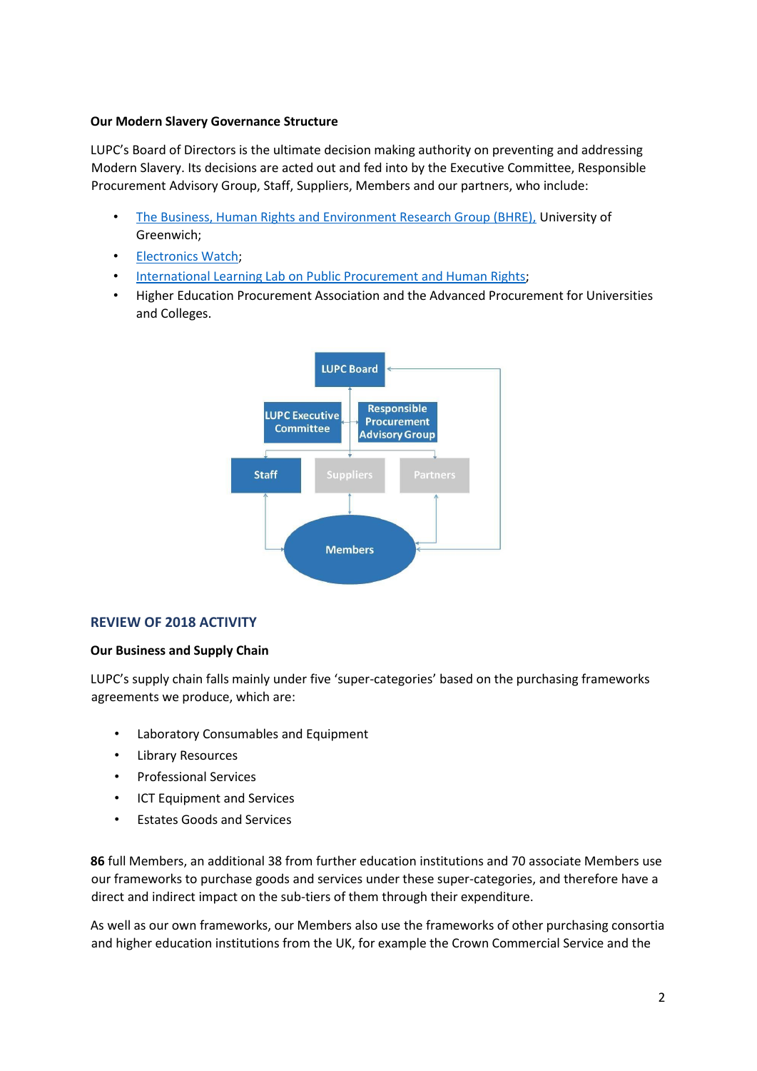**Our Modern Slavery Governance Structure**

LUPC's Board of Directors is the ultimate decision making authority on preventing and addressing Modern Slavery. Its decisions are acted out and fed into by the Executive Committee, Responsible Procurement Advisory Group, Staff, Suppliers, Members and our partners, who include:

- The Business, Human Rights and Environment Research Group (BHRE), University of Greenwich;
- Electronics Watch;
- International Learning Lab on Public Procurement and Human Rights;
- Higher Education Procurement Association and the Advanced Procurement for Universities and Colleges.

LUPC Board

LUPC Executive Committee

Responsible Procurement Advisory Group

Staff

Suppliers

Partners

Members

## REVIEW OF 2018 ACTIVITY

**Our Business and Supply Chain**

LUPC's supply chain falls mainly under five 'super-categories' based on the purchasing frameworks agreements we produce, which are:

- Laboratory Consumables and Equipment
- Library Resources
- Professional Services
- ICT Equipment and Services
- Estates Goods and Services

**86** full Members, an additional 38 from further education institutions and 70 associate Members use our frameworks to purchase goods and services under these super-categories, and therefore have a direct and indirect impact on the sub-tiers of them through their expenditure.

As well as our own frameworks, our Members also use the frameworks of other purchasing consortia and higher education institutions from the UK, for example the Crown Commercial Service and the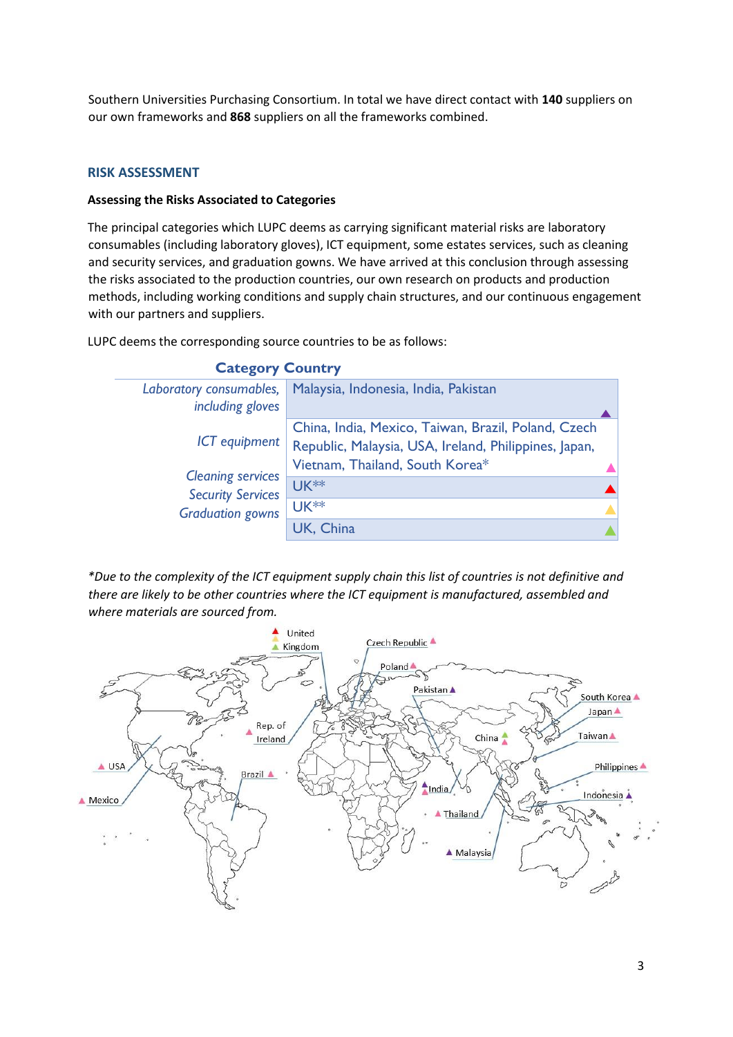Southern Universities Purchasing Consortium. In total we have direct contact with **140** suppliers on our own frameworks and **868** suppliers on all the frameworks combined.

## RISK ASSESSMENT

### Assessing the Risks Associated to Categories

The principal categories which LUPC deems as carrying significant material risks are laboratory consumables (including laboratory gloves), ICT equipment, some estates services, such as cleaning and security services, and graduation gowns. We have arrived at this conclusion through assessing the risks associated to the production countries, our own research on products and production methods, including working conditions and supply chain structures, and our continuous engagement with our partners and suppliers.

LUPC deems the corresponding source countries to be as follows:

| Category | Country |
|---|---|
| *Laboratory consumables, including gloves* | Malaysia, Indonesia, India, Pakistan ▲ |
| *ICT equipment* | China, India, Mexico, Taiwan, Brazil, Poland, Czech Republic, Malaysia, USA, Ireland, Philippines, Japan, Vietnam, Thailand, South Korea* ▲ |
| *Cleaning services* | UK** ▲ |
| *Security Services* | UK** ▲ |
| *Graduation gowns* | UK, China ▲ |

*\*Due to the complexity of the ICT equipment supply chain this list of countries is not definitive and there are likely to be other countries where the ICT equipment is manufactured, assembled and where materials are sourced from.*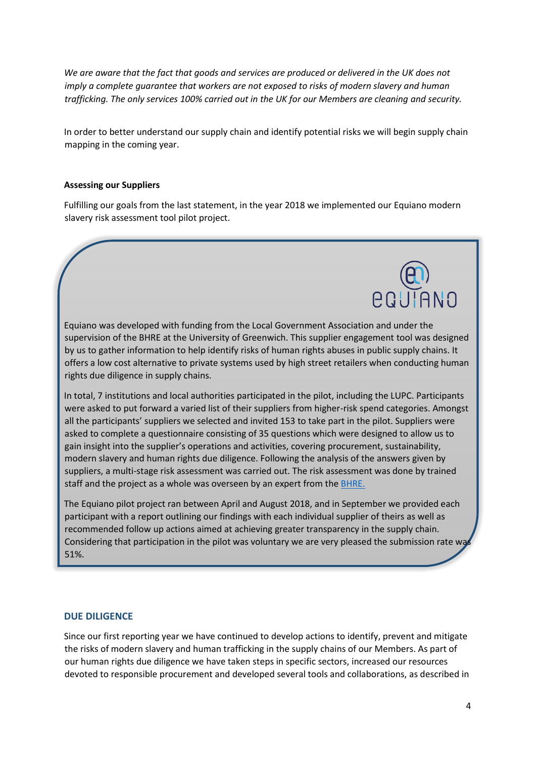*We are aware that the fact that goods and services are produced or delivered in the UK does not imply a complete guarantee that workers are not exposed to risks of modern slavery and human trafficking. The only services 100% carried out in the UK for our Members are cleaning and security.*

In order to better understand our supply chain and identify potential risks we will begin supply chain mapping in the coming year.

**Assessing our Suppliers**

Fulfilling our goals from the last statement, in the year 2018 we implemented our Equiano modern slavery risk assessment tool pilot project.

EQUIANO

Equiano was developed with funding from the Local Government Association and under the supervision of the BHRE at the University of Greenwich. This supplier engagement tool was designed by us to gather information to help identify risks of human rights abuses in public supply chains. It offers a low cost alternative to private systems used by high street retailers when conducting human rights due diligence in supply chains.

In total, 7 institutions and local authorities participated in the pilot, including the LUPC. Participants were asked to put forward a varied list of their suppliers from higher-risk spend categories. Amongst all the participants' suppliers we selected and invited 153 to take part in the pilot. Suppliers were asked to complete a questionnaire consisting of 35 questions which were designed to allow us to gain insight into the supplier's operations and activities, covering procurement, sustainability, modern slavery and human rights due diligence. Following the analysis of the answers given by suppliers, a multi-stage risk assessment was carried out. The risk assessment was done by trained staff and the project as a whole was overseen by an expert from the BHRE.

The Equiano pilot project ran between April and August 2018, and in September we provided each participant with a report outlining our findings with each individual supplier of theirs as well as recommended follow up actions aimed at achieving greater transparency in the supply chain. Considering that participation in the pilot was voluntary we are very pleased the submission rate was 51%.

## DUE DILIGENCE

Since our first reporting year we have continued to develop actions to identify, prevent and mitigate the risks of modern slavery and human trafficking in the supply chains of our Members. As part of our human rights due diligence we have taken steps in specific sectors, increased our resources devoted to responsible procurement and developed several tools and collaborations, as described in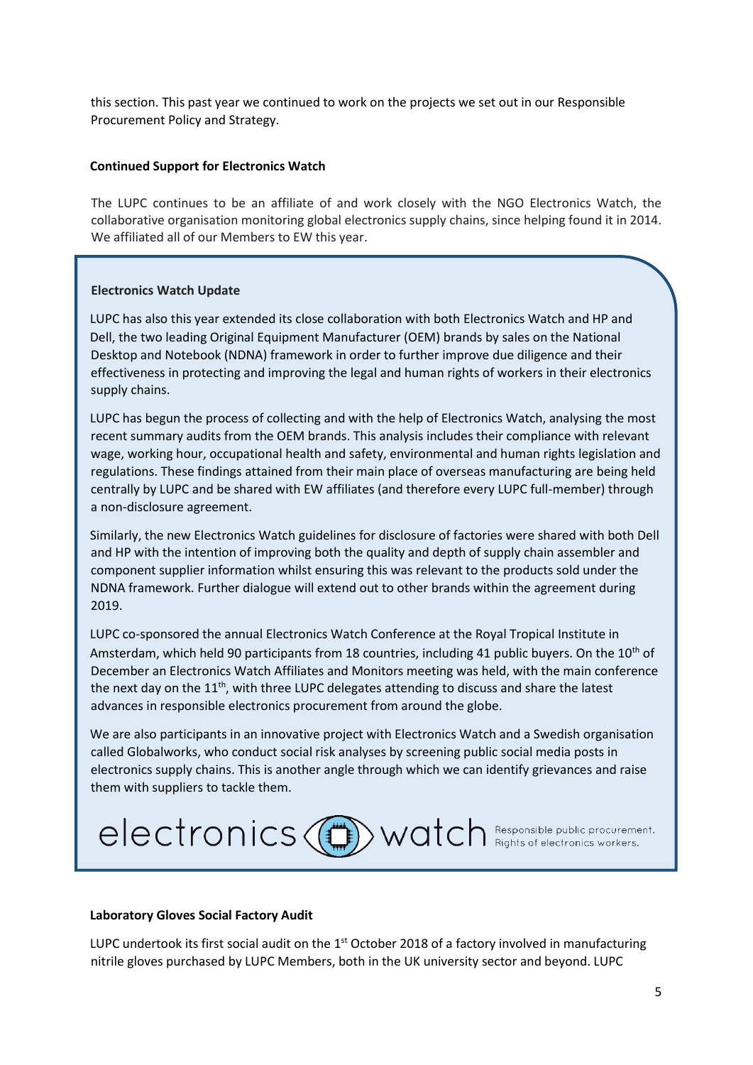this section. This past year we continued to work on the projects we set out in our Responsible Procurement Policy and Strategy.

**Continued Support for Electronics Watch**

The LUPC continues to be an affiliate of and work closely with the NGO Electronics Watch, the collaborative organisation monitoring global electronics supply chains, since helping found it in 2014. We affiliated all of our Members to EW this year.

**Electronics Watch Update**

LUPC has also this year extended its close collaboration with both Electronics Watch and HP and Dell, the two leading Original Equipment Manufacturer (OEM) brands by sales on the National Desktop and Notebook (NDNA) framework in order to further improve due diligence and their effectiveness in protecting and improving the legal and human rights of workers in their electronics supply chains.

LUPC has begun the process of collecting and with the help of Electronics Watch, analysing the most recent summary audits from the OEM brands. This analysis includes their compliance with relevant wage, working hour, occupational health and safety, environmental and human rights legislation and regulations. These findings attained from their main place of overseas manufacturing are being held centrally by LUPC and be shared with EW affiliates (and therefore every LUPC full-member) through a non-disclosure agreement.

Similarly, the new Electronics Watch guidelines for disclosure of factories were shared with both Dell and HP with the intention of improving both the quality and depth of supply chain assembler and component supplier information whilst ensuring this was relevant to the products sold under the NDNA framework. Further dialogue will extend out to other brands within the agreement during 2019.

LUPC co-sponsored the annual Electronics Watch Conference at the Royal Tropical Institute in Amsterdam, which held 90 participants from 18 countries, including 41 public buyers. On the 10th of December an Electronics Watch Affiliates and Monitors meeting was held, with the main conference the next day on the 11th, with three LUPC delegates attending to discuss and share the latest advances in responsible electronics procurement from around the globe.

We are also participants in an innovative project with Electronics Watch and a Swedish organisation called Globalworks, who conduct social risk analyses by screening public social media posts in electronics supply chains. This is another angle through which we can identify grievances and raise them with suppliers to tackle them.

electronics watch — Responsible public procurement. Rights of electronics workers.

**Laboratory Gloves Social Factory Audit**

LUPC undertook its first social audit on the 1st October 2018 of a factory involved in manufacturing nitrile gloves purchased by LUPC Members, both in the UK university sector and beyond. LUPC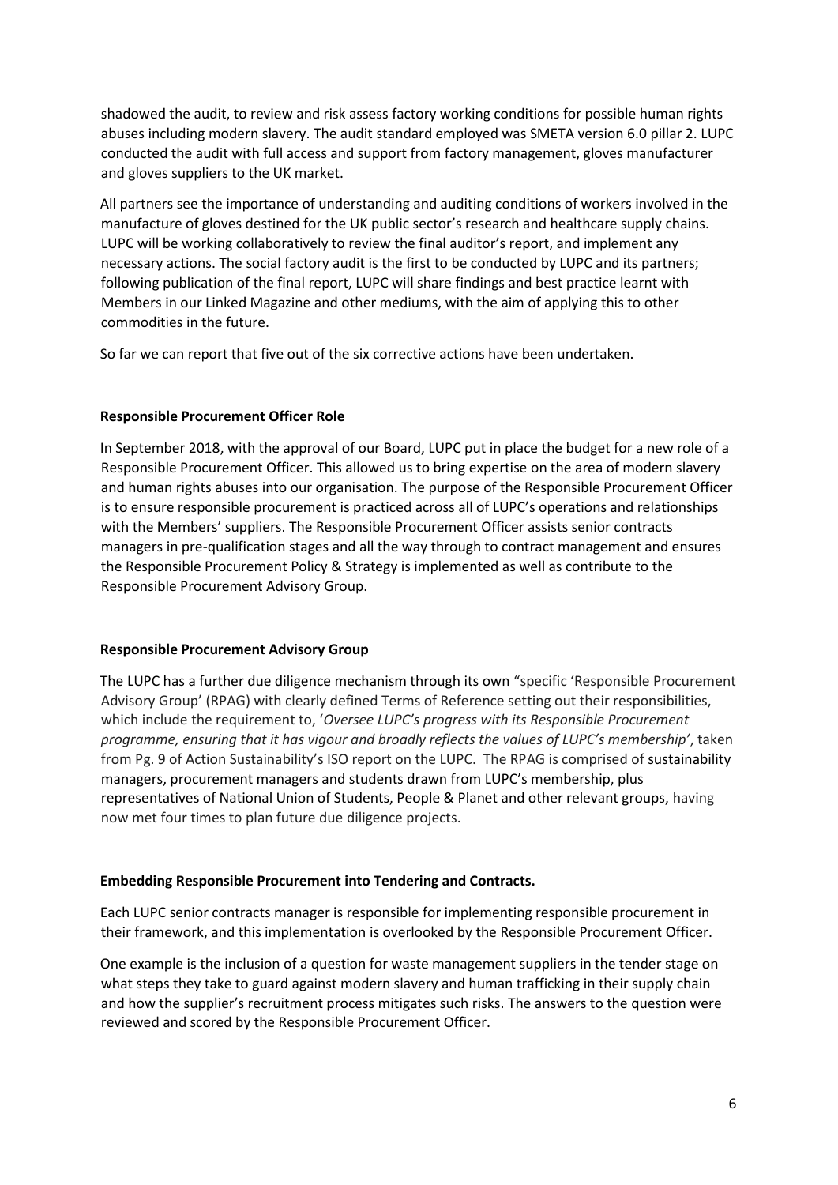shadowed the audit, to review and risk assess factory working conditions for possible human rights abuses including modern slavery. The audit standard employed was SMETA version 6.0 pillar 2. LUPC conducted the audit with full access and support from factory management, gloves manufacturer and gloves suppliers to the UK market.

All partners see the importance of understanding and auditing conditions of workers involved in the manufacture of gloves destined for the UK public sector's research and healthcare supply chains. LUPC will be working collaboratively to review the final auditor's report, and implement any necessary actions. The social factory audit is the first to be conducted by LUPC and its partners; following publication of the final report, LUPC will share findings and best practice learnt with Members in our Linked Magazine and other mediums, with the aim of applying this to other commodities in the future.

So far we can report that five out of the six corrective actions have been undertaken.

**Responsible Procurement Officer Role**

In September 2018, with the approval of our Board, LUPC put in place the budget for a new role of a Responsible Procurement Officer. This allowed us to bring expertise on the area of modern slavery and human rights abuses into our organisation. The purpose of the Responsible Procurement Officer is to ensure responsible procurement is practiced across all of LUPC's operations and relationships with the Members' suppliers. The Responsible Procurement Officer assists senior contracts managers in pre-qualification stages and all the way through to contract management and ensures the Responsible Procurement Policy & Strategy is implemented as well as contribute to the Responsible Procurement Advisory Group.

**Responsible Procurement Advisory Group**

The LUPC has a further due diligence mechanism through its own "specific 'Responsible Procurement Advisory Group' (RPAG) with clearly defined Terms of Reference setting out their responsibilities, which include the requirement to, '*Oversee LUPC's progress with its Responsible Procurement programme, ensuring that it has vigour and broadly reflects the values of LUPC's membership'*, taken from Pg. 9 of Action Sustainability's ISO report on the LUPC. The RPAG is comprised of sustainability managers, procurement managers and students drawn from LUPC's membership, plus representatives of National Union of Students, People & Planet and other relevant groups, having now met four times to plan future due diligence projects.

**Embedding Responsible Procurement into Tendering and Contracts.**

Each LUPC senior contracts manager is responsible for implementing responsible procurement in their framework, and this implementation is overlooked by the Responsible Procurement Officer.

One example is the inclusion of a question for waste management suppliers in the tender stage on what steps they take to guard against modern slavery and human trafficking in their supply chain and how the supplier's recruitment process mitigates such risks. The answers to the question were reviewed and scored by the Responsible Procurement Officer.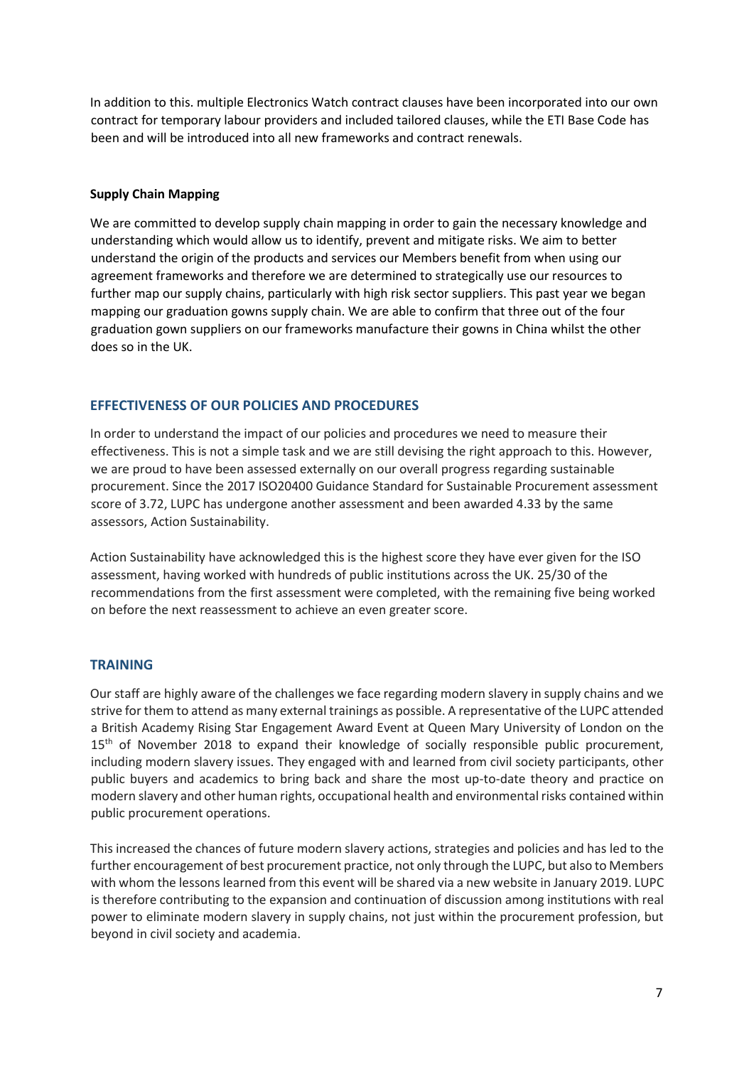In addition to this. multiple Electronics Watch contract clauses have been incorporated into our own contract for temporary labour providers and included tailored clauses, while the ETI Base Code has been and will be introduced into all new frameworks and contract renewals.

**Supply Chain Mapping**

We are committed to develop supply chain mapping in order to gain the necessary knowledge and understanding which would allow us to identify, prevent and mitigate risks. We aim to better understand the origin of the products and services our Members benefit from when using our agreement frameworks and therefore we are determined to strategically use our resources to further map our supply chains, particularly with high risk sector suppliers. This past year we began mapping our graduation gowns supply chain. We are able to confirm that three out of the four graduation gown suppliers on our frameworks manufacture their gowns in China whilst the other does so in the UK.

## EFFECTIVENESS OF OUR POLICIES AND PROCEDURES

In order to understand the impact of our policies and procedures we need to measure their effectiveness. This is not a simple task and we are still devising the right approach to this. However, we are proud to have been assessed externally on our overall progress regarding sustainable procurement. Since the 2017 ISO20400 Guidance Standard for Sustainable Procurement assessment score of 3.72, LUPC has undergone another assessment and been awarded 4.33 by the same assessors, Action Sustainability.

Action Sustainability have acknowledged this is the highest score they have ever given for the ISO assessment, having worked with hundreds of public institutions across the UK. 25/30 of the recommendations from the first assessment were completed, with the remaining five being worked on before the next reassessment to achieve an even greater score.

## TRAINING

Our staff are highly aware of the challenges we face regarding modern slavery in supply chains and we strive for them to attend as many external trainings as possible. A representative of the LUPC attended a British Academy Rising Star Engagement Award Event at Queen Mary University of London on the 15th of November 2018 to expand their knowledge of socially responsible public procurement, including modern slavery issues. They engaged with and learned from civil society participants, other public buyers and academics to bring back and share the most up-to-date theory and practice on modern slavery and other human rights, occupational health and environmental risks contained within public procurement operations.

This increased the chances of future modern slavery actions, strategies and policies and has led to the further encouragement of best procurement practice, not only through the LUPC, but also to Members with whom the lessons learned from this event will be shared via a new website in January 2019. LUPC is therefore contributing to the expansion and continuation of discussion among institutions with real power to eliminate modern slavery in supply chains, not just within the procurement profession, but beyond in civil society and academia.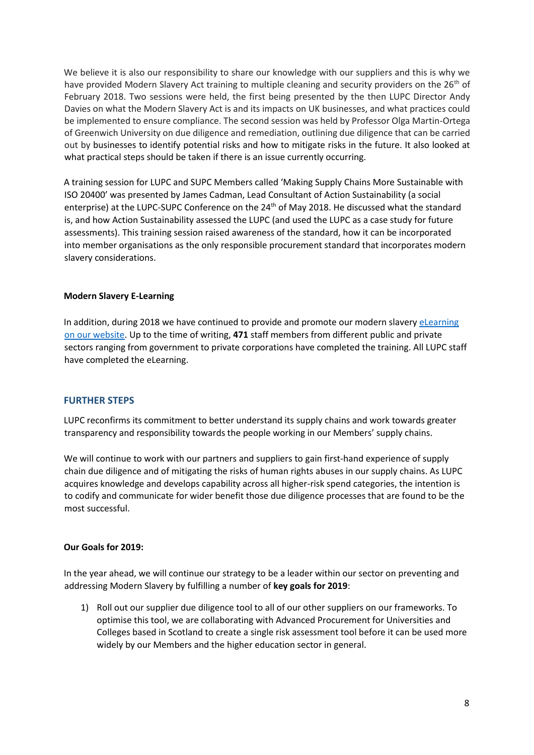We believe it is also our responsibility to share our knowledge with our suppliers and this is why we have provided Modern Slavery Act training to multiple cleaning and security providers on the 26th of February 2018. Two sessions were held, the first being presented by the then LUPC Director Andy Davies on what the Modern Slavery Act is and its impacts on UK businesses, and what practices could be implemented to ensure compliance. The second session was held by Professor Olga Martin-Ortega of Greenwich University on due diligence and remediation, outlining due diligence that can be carried out by businesses to identify potential risks and how to mitigate risks in the future. It also looked at what practical steps should be taken if there is an issue currently occurring.

A training session for LUPC and SUPC Members called 'Making Supply Chains More Sustainable with ISO 20400' was presented by James Cadman, Lead Consultant of Action Sustainability (a social enterprise) at the LUPC-SUPC Conference on the 24th of May 2018. He discussed what the standard is, and how Action Sustainability assessed the LUPC (and used the LUPC as a case study for future assessments). This training session raised awareness of the standard, how it can be incorporated into member organisations as the only responsible procurement standard that incorporates modern slavery considerations.

**Modern Slavery E-Learning**

In addition, during 2018 we have continued to provide and promote our modern slavery eLearning on our website. Up to the time of writing, **471** staff members from different public and private sectors ranging from government to private corporations have completed the training. All LUPC staff have completed the eLearning.

## FURTHER STEPS

LUPC reconfirms its commitment to better understand its supply chains and work towards greater transparency and responsibility towards the people working in our Members' supply chains.

We will continue to work with our partners and suppliers to gain first-hand experience of supply chain due diligence and of mitigating the risks of human rights abuses in our supply chains. As LUPC acquires knowledge and develops capability across all higher-risk spend categories, the intention is to codify and communicate for wider benefit those due diligence processes that are found to be the most successful.

**Our Goals for 2019:**

In the year ahead, we will continue our strategy to be a leader within our sector on preventing and addressing Modern Slavery by fulfilling a number of **key goals for 2019**:

1) Roll out our supplier due diligence tool to all of our other suppliers on our frameworks. To optimise this tool, we are collaborating with Advanced Procurement for Universities and Colleges based in Scotland to create a single risk assessment tool before it can be used more widely by our Members and the higher education sector in general.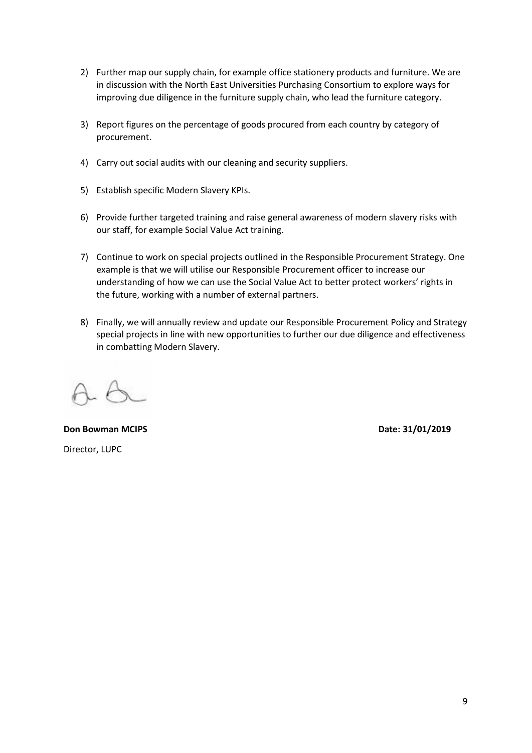2) Further map our supply chain, for example office stationery products and furniture. We are in discussion with the North East Universities Purchasing Consortium to explore ways for improving due diligence in the furniture supply chain, who lead the furniture category.

3) Report figures on the percentage of goods procured from each country by category of procurement.

4) Carry out social audits with our cleaning and security suppliers.

5) Establish specific Modern Slavery KPIs.

6) Provide further targeted training and raise general awareness of modern slavery risks with our staff, for example Social Value Act training.

7) Continue to work on special projects outlined in the Responsible Procurement Strategy. One example is that we will utilise our Responsible Procurement officer to increase our understanding of how we can use the Social Value Act to better protect workers' rights in the future, working with a number of external partners.

8) Finally, we will annually review and update our Responsible Procurement Policy and Strategy special projects in line with new opportunities to further our due diligence and effectiveness in combatting Modern Slavery.

**Don Bowman MCIPS** **Date: 31/01/2019**

Director, LUPC